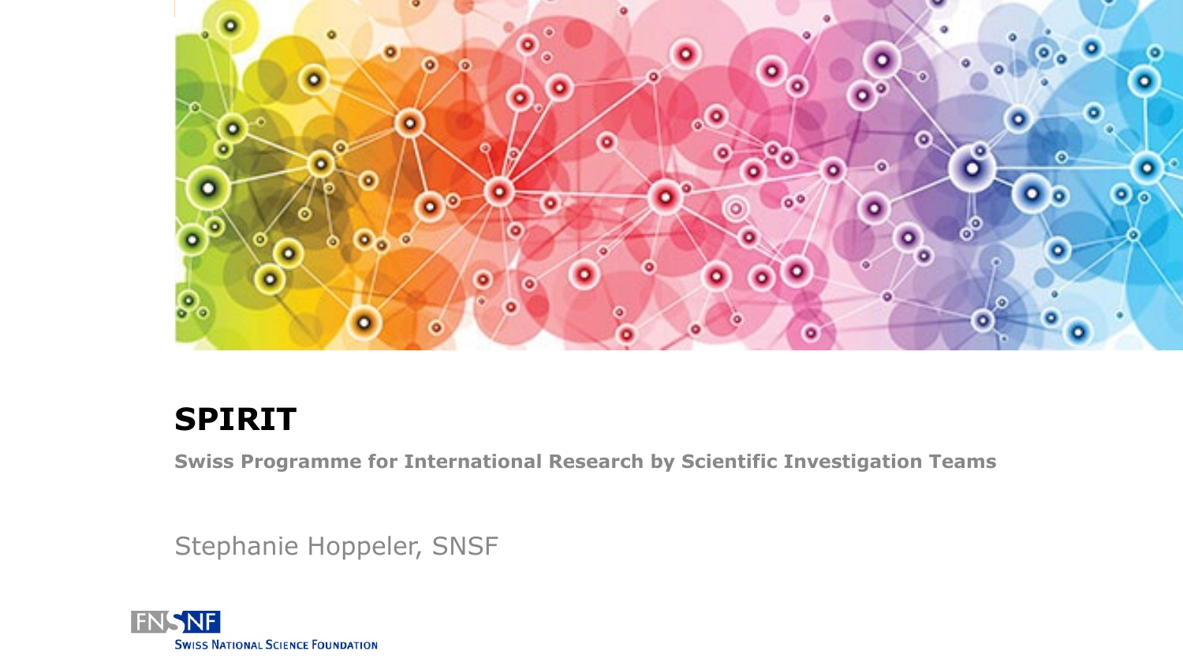# SPIRIT

**Swiss Programme for International Research by Scientific Investigation Teams**

Stephanie Hoppeler, SNSF

FNSNF
Swiss National Science Foundation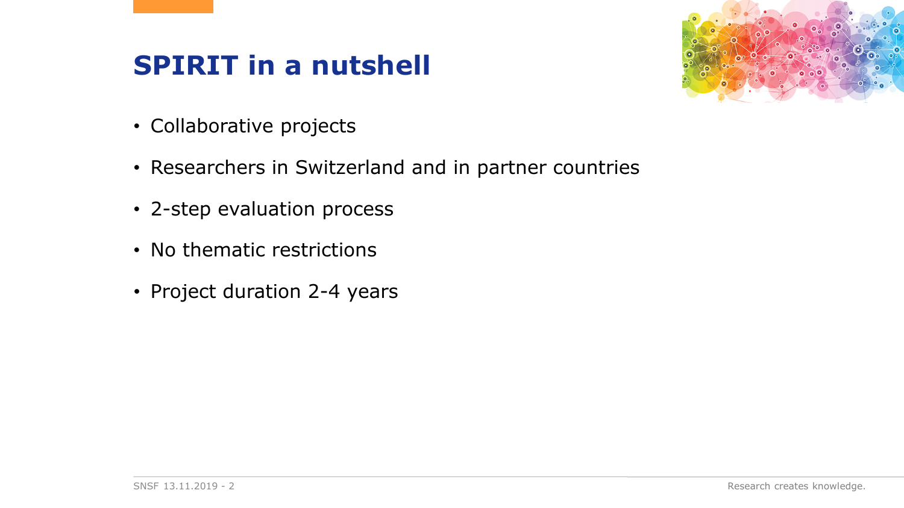# SPIRIT in a nutshell

- Collaborative projects
- Researchers in Switzerland and in partner countries
- 2-step evaluation process
- No thematic restrictions
- Project duration 2-4 years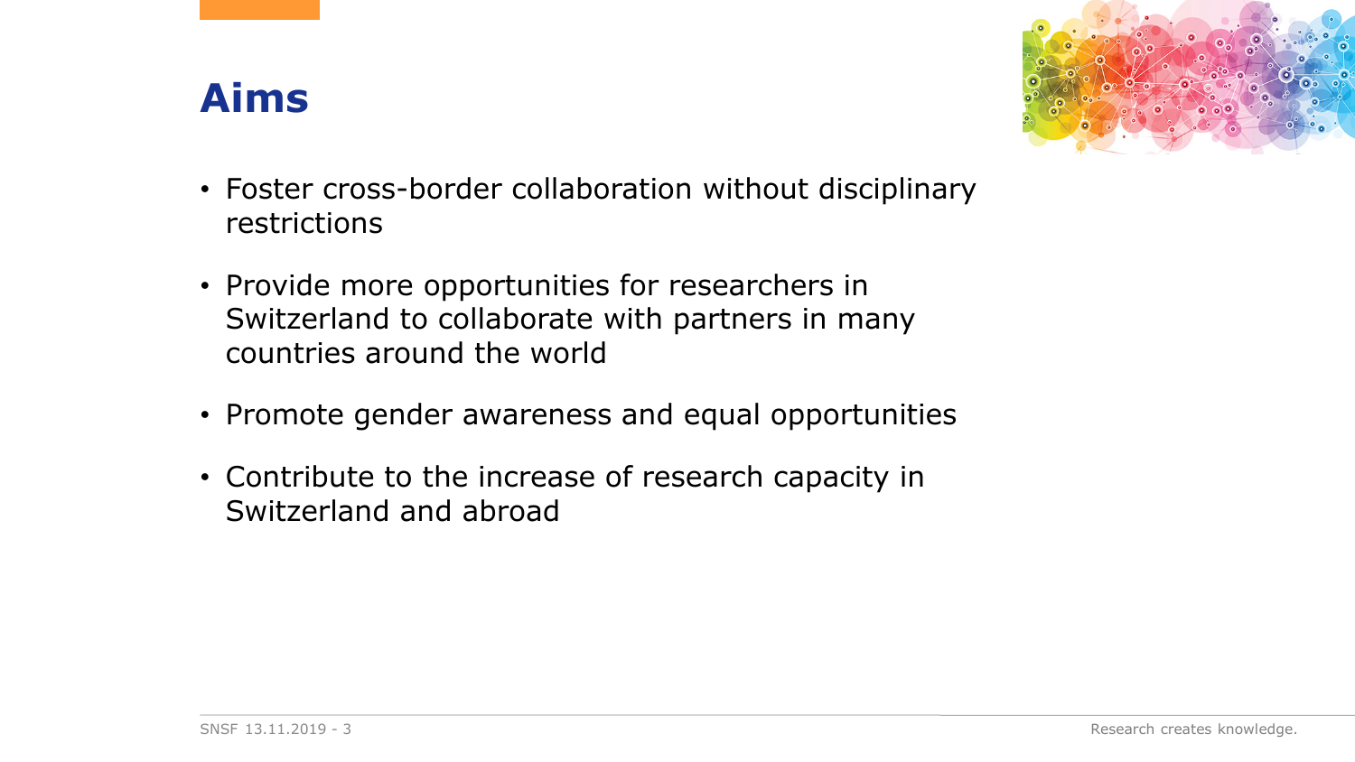# Aims

- Foster cross-border collaboration without disciplinary restrictions
- Provide more opportunities for researchers in Switzerland to collaborate with partners in many countries around the world
- Promote gender awareness and equal opportunities
- Contribute to the increase of research capacity in Switzerland and abroad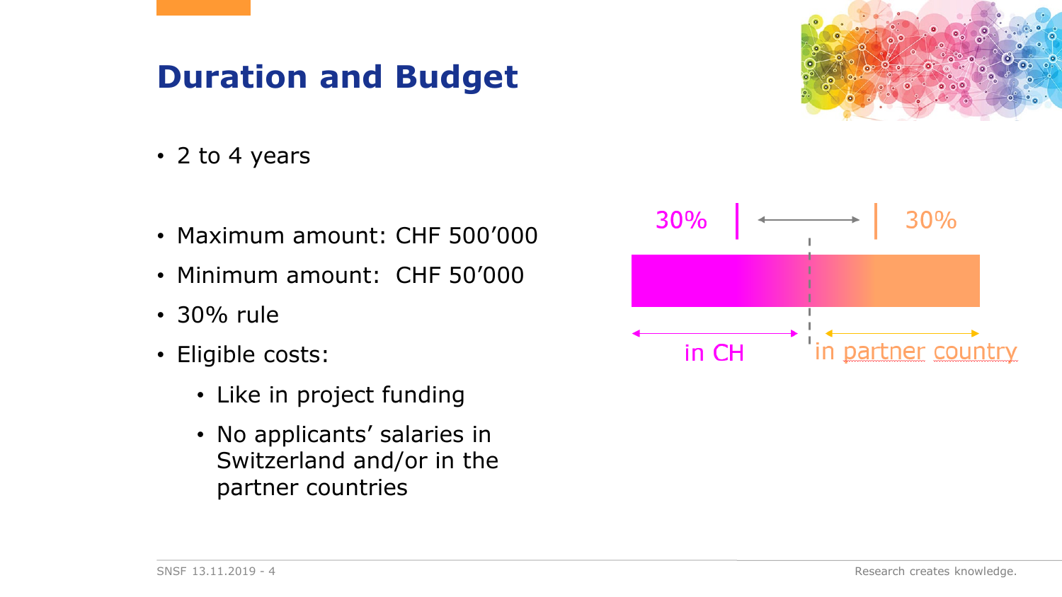# Duration and Budget

- 2 to 4 years

- Maximum amount: CHF 500'000
- Minimum amount: CHF 50'000
- 30% rule
- Eligible costs:
  - Like in project funding
  - No applicants' salaries in Switzerland and/or in the partner countries

30% | 30%

in CH | in partner country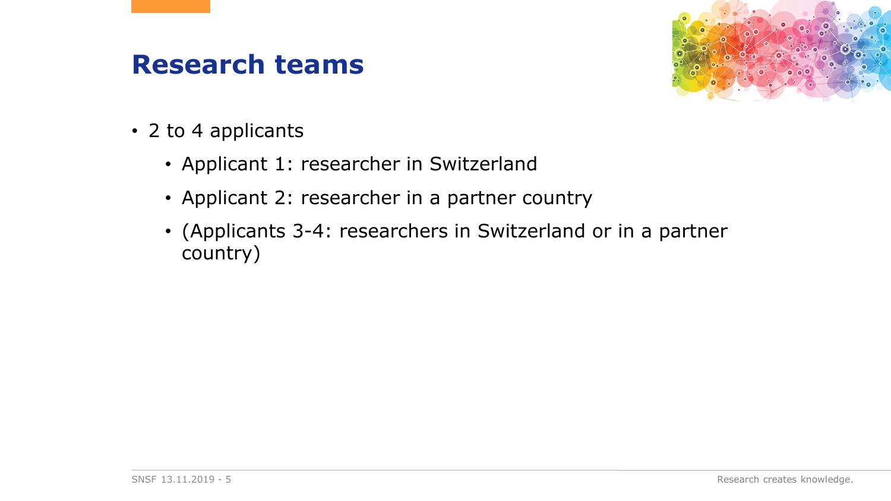# Research teams

- 2 to 4 applicants
  - Applicant 1: researcher in Switzerland
  - Applicant 2: researcher in a partner country
  - (Applicants 3-4: researchers in Switzerland or in a partner country)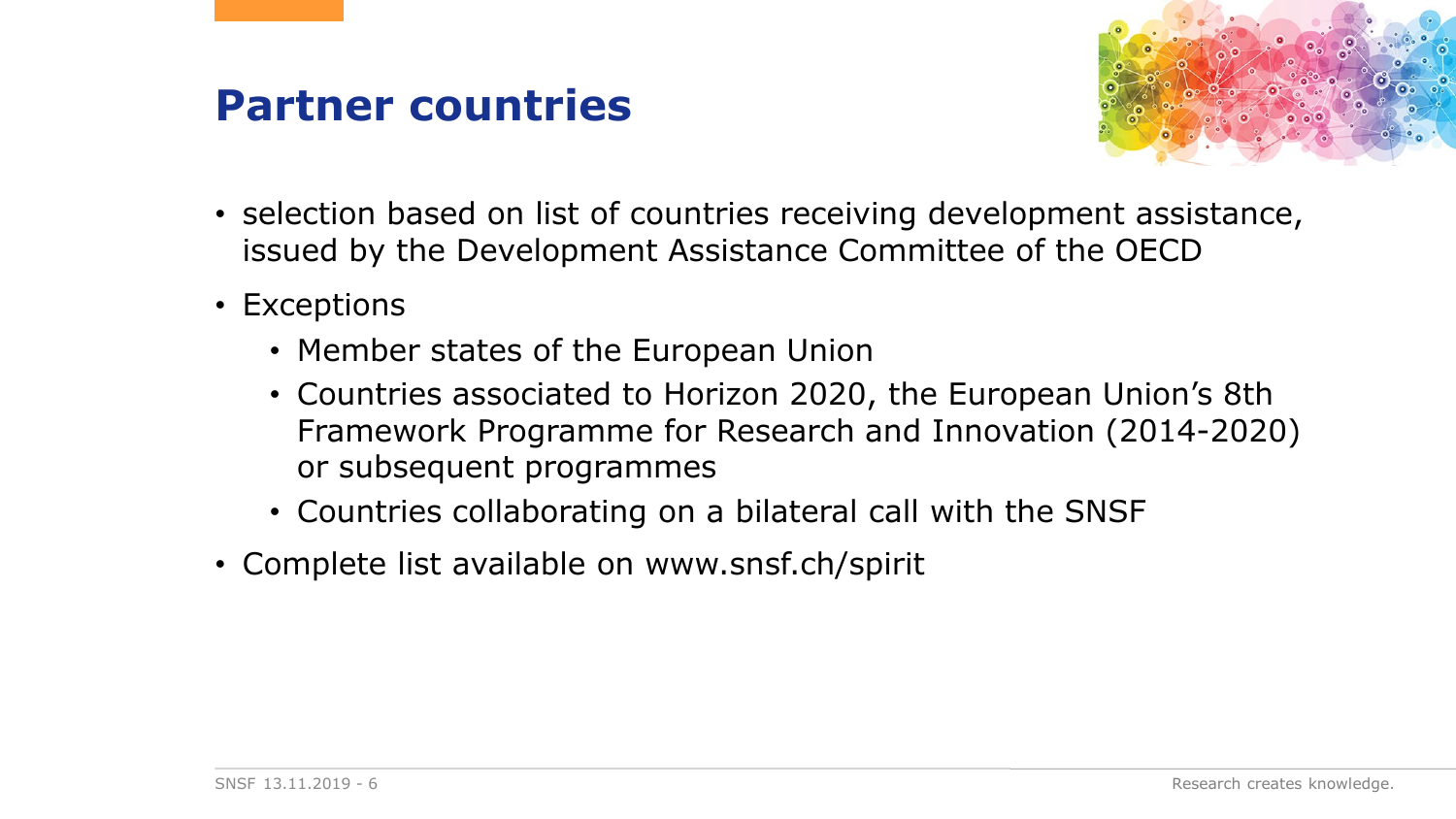# Partner countries

- selection based on list of countries receiving development assistance, issued by the Development Assistance Committee of the OECD
- Exceptions
  - Member states of the European Union
  - Countries associated to Horizon 2020, the European Union's 8th Framework Programme for Research and Innovation (2014-2020) or subsequent programmes
  - Countries collaborating on a bilateral call with the SNSF
- Complete list available on www.snsf.ch/spirit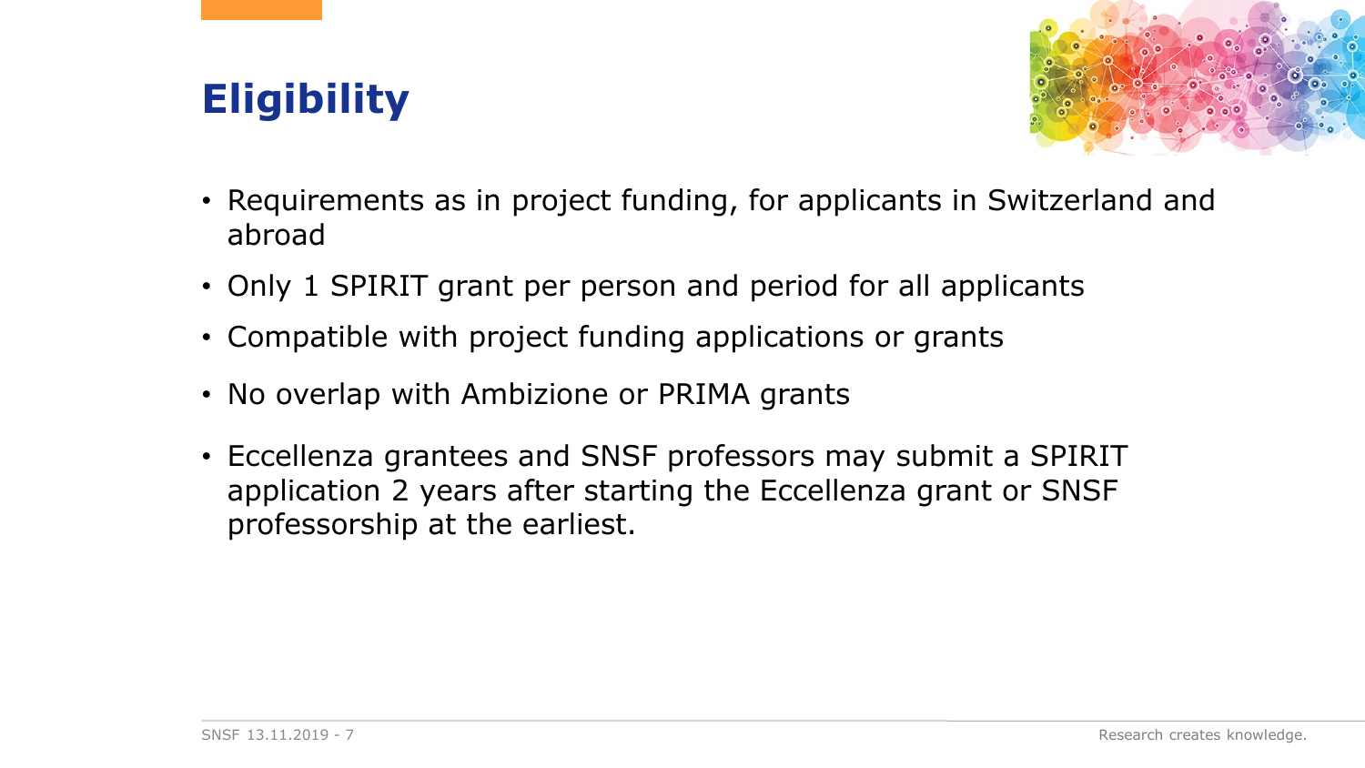# Eligibility

- Requirements as in project funding, for applicants in Switzerland and abroad
- Only 1 SPIRIT grant per person and period for all applicants
- Compatible with project funding applications or grants
- No overlap with Ambizione or PRIMA grants
- Eccellenza grantees and SNSF professors may submit a SPIRIT application 2 years after starting the Eccellenza grant or SNSF professorship at the earliest.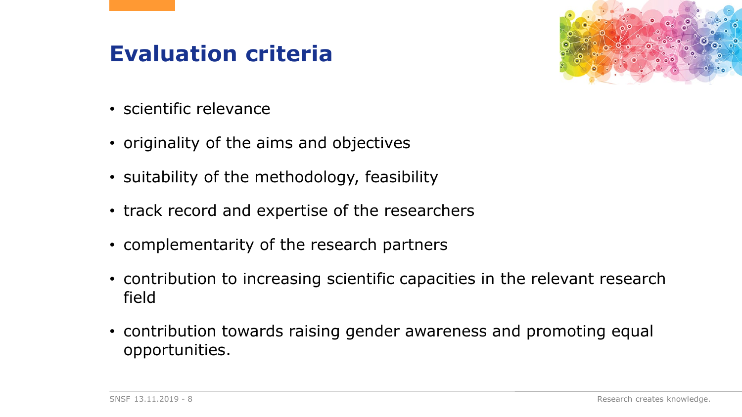# Evaluation criteria

- scientific relevance
- originality of the aims and objectives
- suitability of the methodology, feasibility
- track record and expertise of the researchers
- complementarity of the research partners
- contribution to increasing scientific capacities in the relevant research field
- contribution towards raising gender awareness and promoting equal opportunities.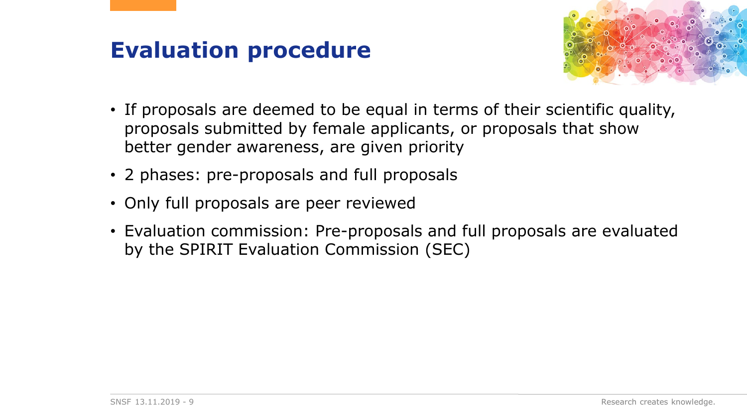# Evaluation procedure

- If proposals are deemed to be equal in terms of their scientific quality, proposals submitted by female applicants, or proposals that show better gender awareness, are given priority
- 2 phases: pre-proposals and full proposals
- Only full proposals are peer reviewed
- Evaluation commission: Pre-proposals and full proposals are evaluated by the SPIRIT Evaluation Commission (SEC)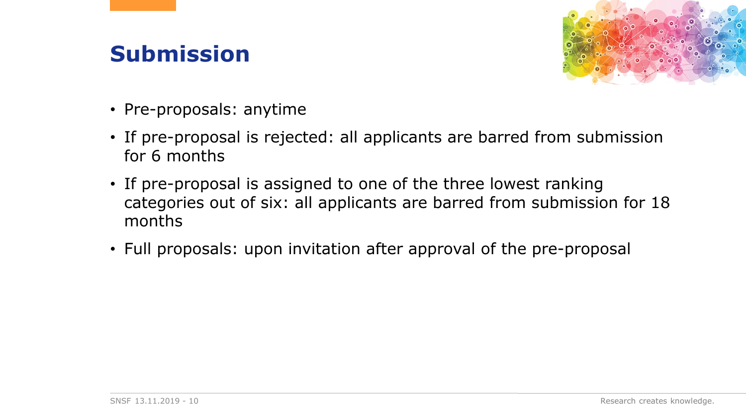# Submission

- Pre-proposals: anytime
- If pre-proposal is rejected: all applicants are barred from submission for 6 months
- If pre-proposal is assigned to one of the three lowest ranking categories out of six: all applicants are barred from submission for 18 months
- Full proposals: upon invitation after approval of the pre-proposal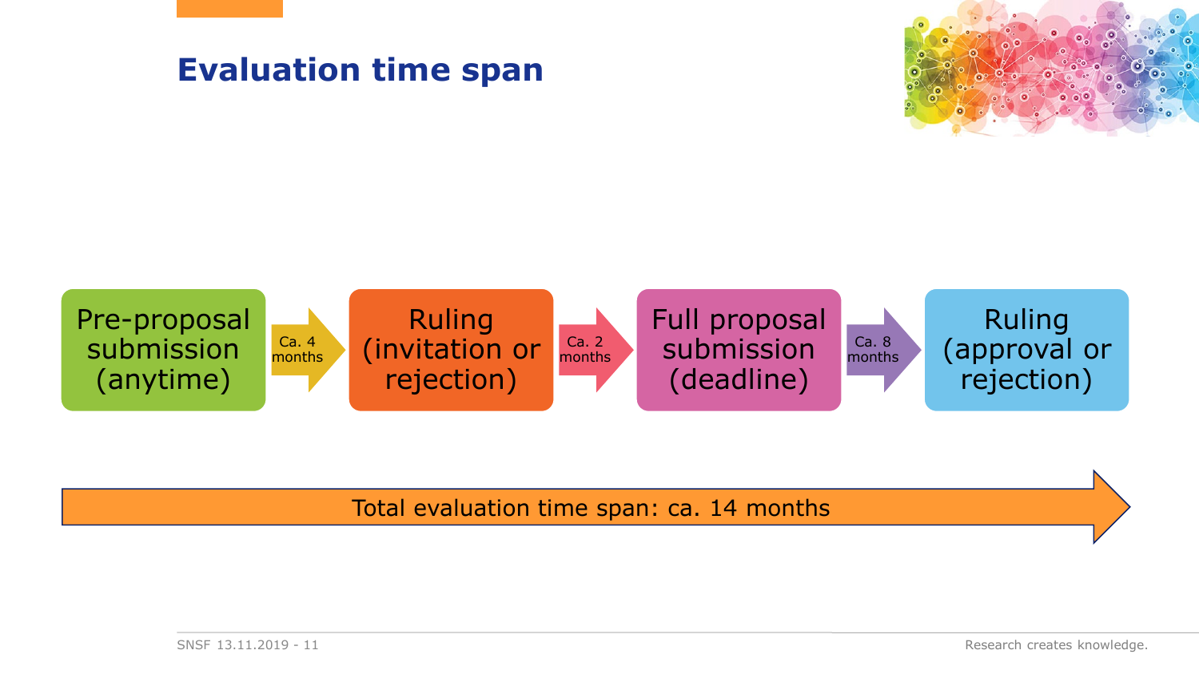# Evaluation time span

Pre-proposal submission (anytime) → Ca. 4 months → Ruling (invitation or rejection) → Ca. 2 months → Full proposal submission (deadline) → Ca. 8 months → Ruling (approval or rejection)

Total evaluation time span: ca. 14 months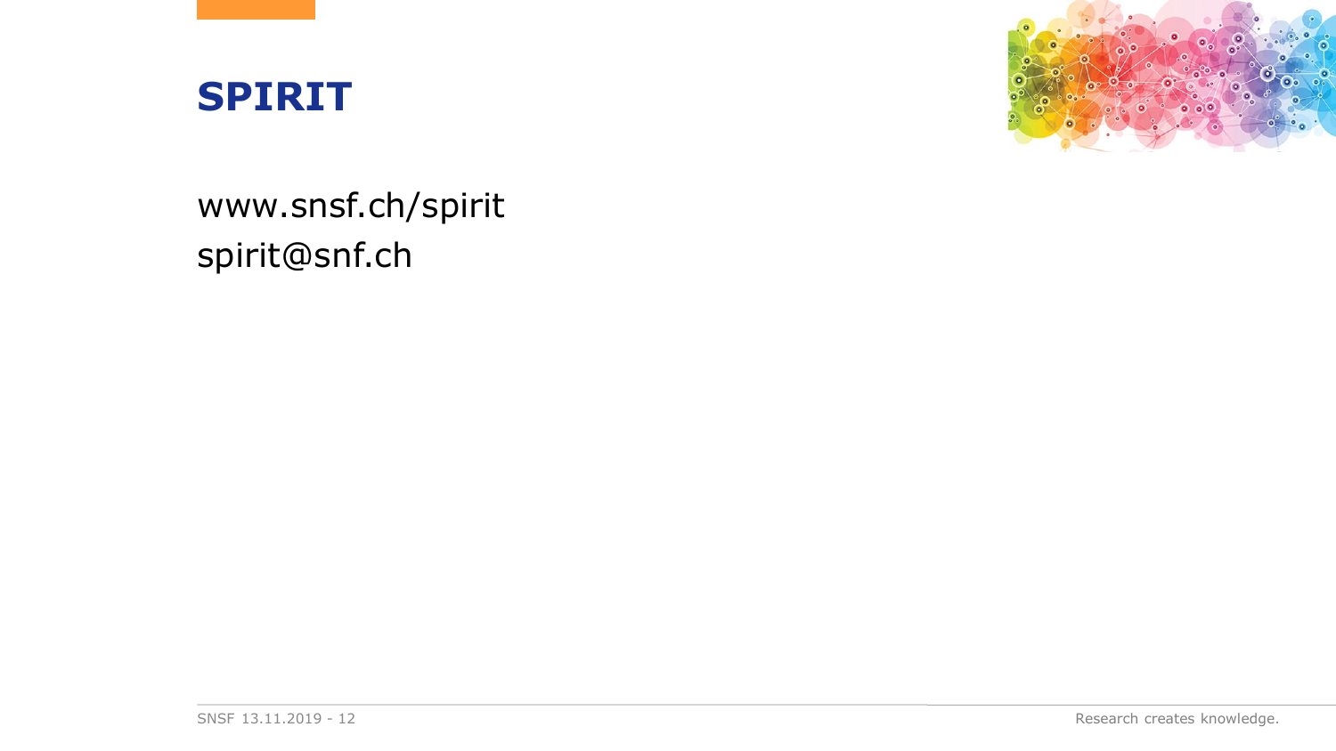# SPIRIT

www.snsf.ch/spirit
spirit@snf.ch